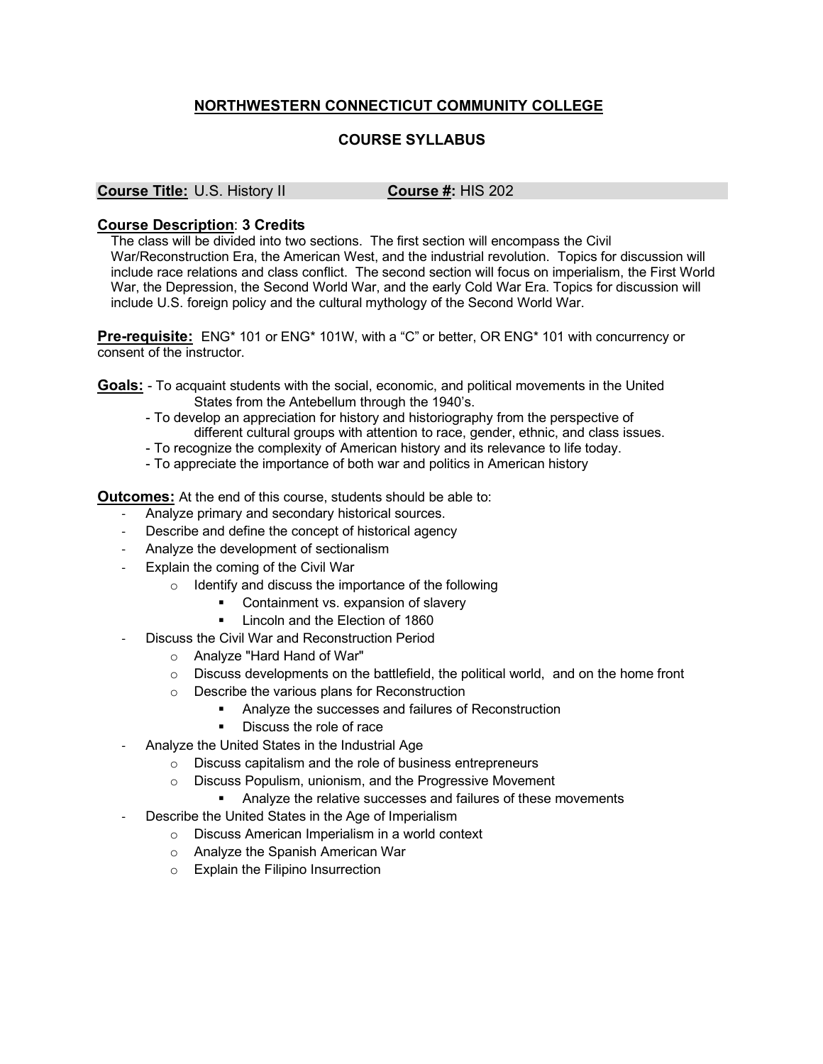# NORTHWESTERN CONNECTICUT COMMUNITY COLLEGE

## COURSE SYLLABUS

**Course Title:** U.S. History II **Course #:** HIS 202

**Course Description**: **3 Credits**

The class will be divided into two sections. The first section will encompass the Civil War/Reconstruction Era, the American West, and the industrial revolution. Topics for discussion will include race relations and class conflict. The second section will focus on imperialism, the First World War, the Depression, the Second World War, and the early Cold War Era. Topics for discussion will include U.S. foreign policy and the cultural mythology of the Second World War.

**Pre-requisite:** ENG* 101 or ENG* 101W, with a "C" or better, OR ENG* 101 with concurrency or consent of the instructor.

**Goals:**
- To acquaint students with the social, economic, and political movements in the United States from the Antebellum through the 1940's.
- To develop an appreciation for history and historiography from the perspective of different cultural groups with attention to race, gender, ethnic, and class issues.
- To recognize the complexity of American history and its relevance to life today.
- To appreciate the importance of both war and politics in American history

**Outcomes:** At the end of this course, students should be able to:

- Analyze primary and secondary historical sources.
- Describe and define the concept of historical agency
- Analyze the development of sectionalism
- Explain the coming of the Civil War
  - Identify and discuss the importance of the following
    - Containment vs. expansion of slavery
    - Lincoln and the Election of 1860
- Discuss the Civil War and Reconstruction Period
  - Analyze "Hard Hand of War"
  - Discuss developments on the battlefield, the political world, and on the home front
  - Describe the various plans for Reconstruction
    - Analyze the successes and failures of Reconstruction
    - Discuss the role of race
- Analyze the United States in the Industrial Age
  - Discuss capitalism and the role of business entrepreneurs
  - Discuss Populism, unionism, and the Progressive Movement
    - Analyze the relative successes and failures of these movements
- Describe the United States in the Age of Imperialism
  - Discuss American Imperialism in a world context
  - Analyze the Spanish American War
  - Explain the Filipino Insurrection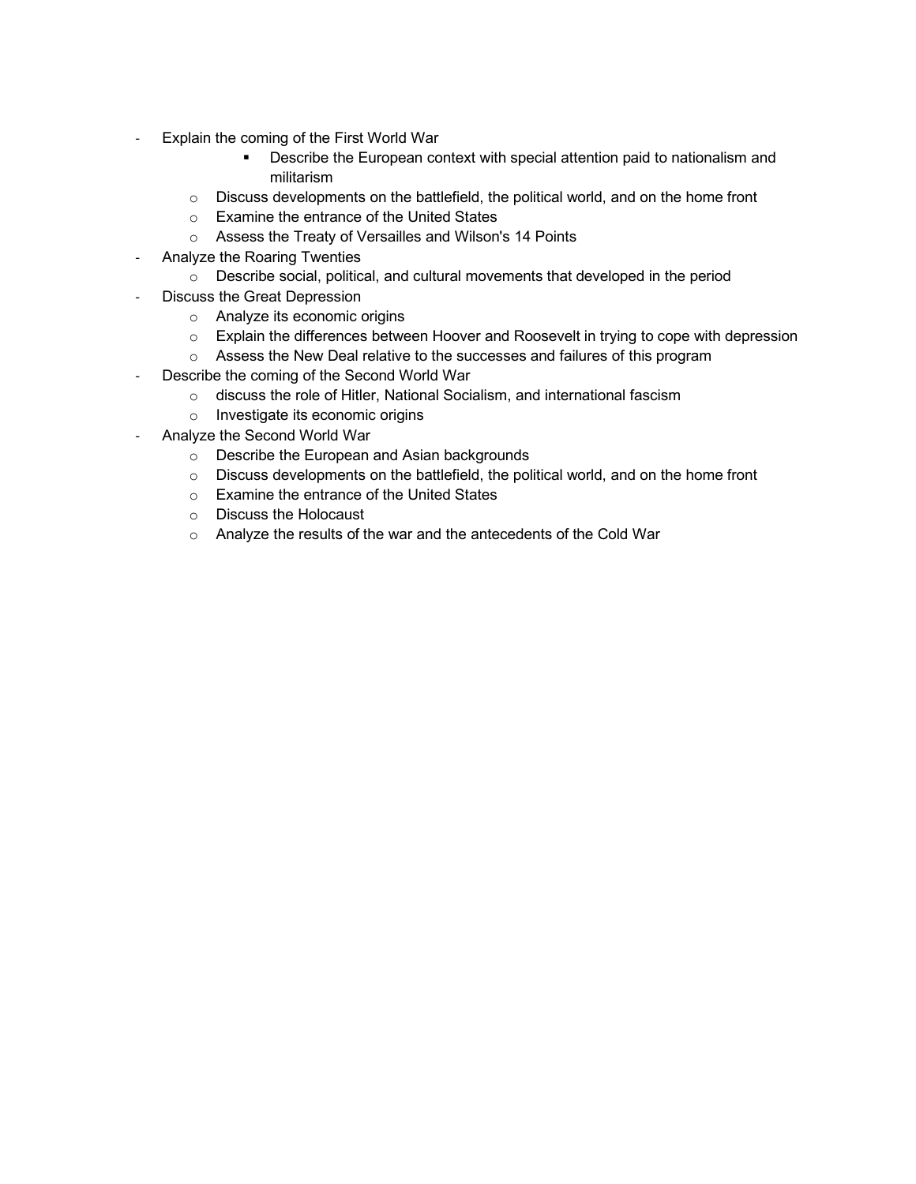- Explain the coming of the First World War
    - Describe the European context with special attention paid to nationalism and militarism
  - Discuss developments on the battlefield, the political world, and on the home front
  - Examine the entrance of the United States
  - Assess the Treaty of Versailles and Wilson's 14 Points
- Analyze the Roaring Twenties
  - Describe social, political, and cultural movements that developed in the period
- Discuss the Great Depression
  - Analyze its economic origins
  - Explain the differences between Hoover and Roosevelt in trying to cope with depression
  - Assess the New Deal relative to the successes and failures of this program
- Describe the coming of the Second World War
  - discuss the role of Hitler, National Socialism, and international fascism
  - Investigate its economic origins
- Analyze the Second World War
  - Describe the European and Asian backgrounds
  - Discuss developments on the battlefield, the political world, and on the home front
  - Examine the entrance of the United States
  - Discuss the Holocaust
  - Analyze the results of the war and the antecedents of the Cold War